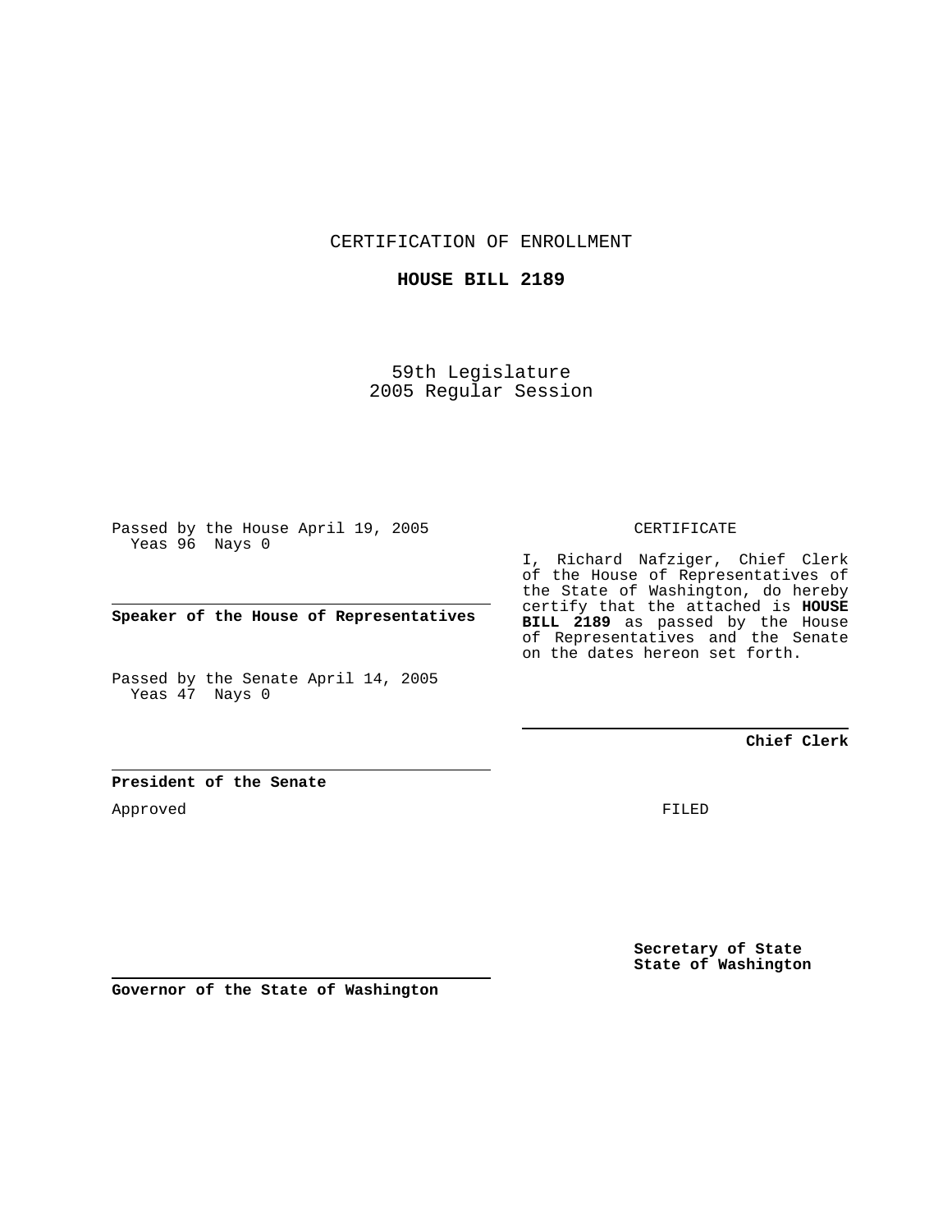CERTIFICATION OF ENROLLMENT

**HOUSE BILL 2189**

59th Legislature
2005 Regular Session

Passed by the House April 19, 2005
Yeas 96 Nays 0

**Speaker of the House of Representatives**

Passed by the Senate April 14, 2005
Yeas 47 Nays 0

**President of the Senate**

Approved

**Governor of the State of Washington**

CERTIFICATE

I, Richard Nafziger, Chief Clerk of the House of Representatives of the State of Washington, do hereby certify that the attached is **HOUSE BILL 2189** as passed by the House of Representatives and the Senate on the dates hereon set forth.

**Chief Clerk**

FILED

**Secretary of State**
**State of Washington**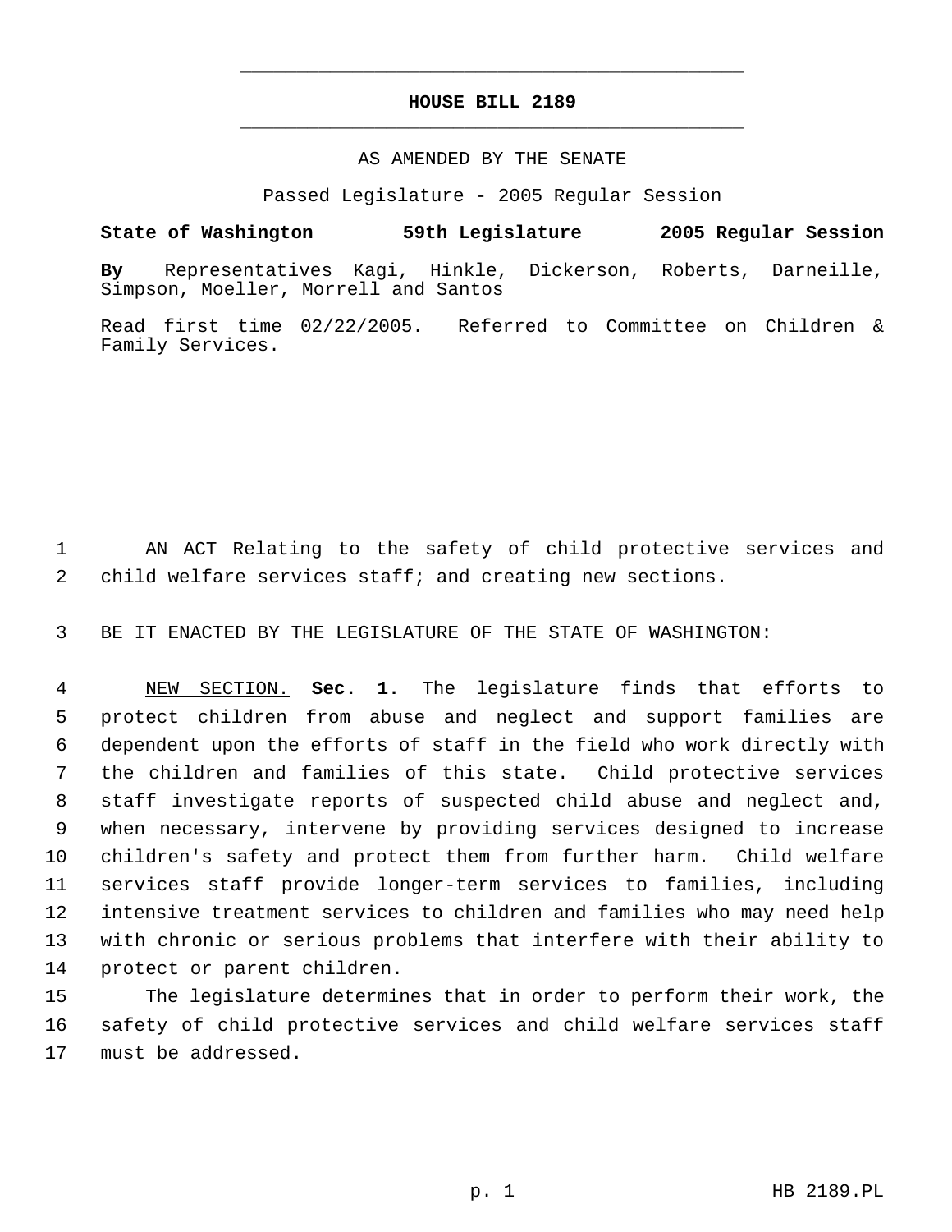# HOUSE BILL 2189

AS AMENDED BY THE SENATE

Passed Legislature - 2005 Regular Session

**State of Washington 59th Legislature 2005 Regular Session**

**By** Representatives Kagi, Hinkle, Dickerson, Roberts, Darneille, Simpson, Moeller, Morrell and Santos

Read first time 02/22/2005. Referred to Committee on Children & Family Services.

AN ACT Relating to the safety of child protective services and child welfare services staff; and creating new sections.

BE IT ENACTED BY THE LEGISLATURE OF THE STATE OF WASHINGTON:

NEW SECTION. **Sec. 1.** The legislature finds that efforts to protect children from abuse and neglect and support families are dependent upon the efforts of staff in the field who work directly with the children and families of this state. Child protective services staff investigate reports of suspected child abuse and neglect and, when necessary, intervene by providing services designed to increase children's safety and protect them from further harm. Child welfare services staff provide longer-term services to families, including intensive treatment services to children and families who may need help with chronic or serious problems that interfere with their ability to protect or parent children.

The legislature determines that in order to perform their work, the safety of child protective services and child welfare services staff must be addressed.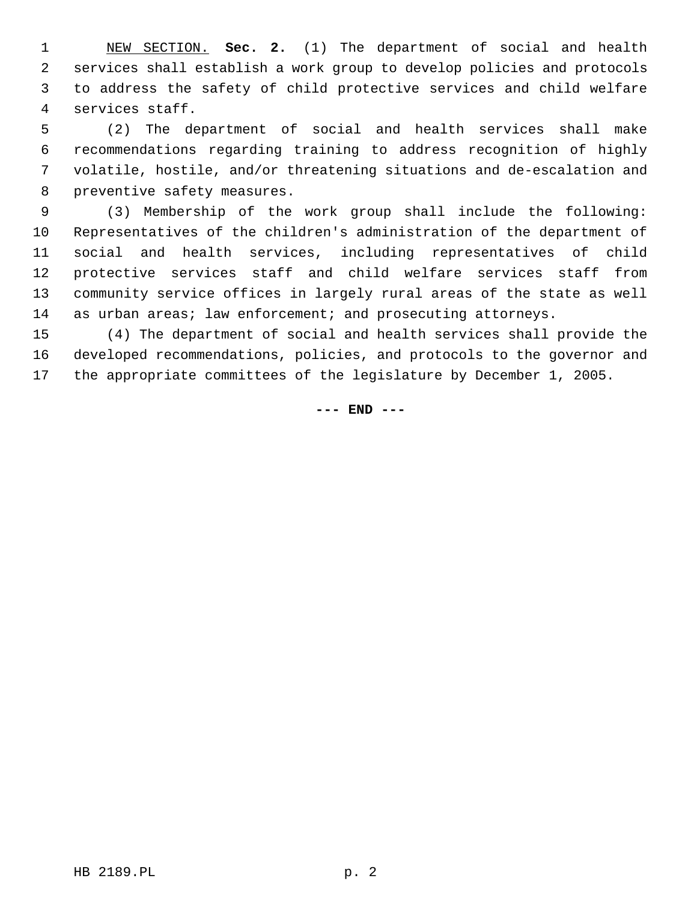NEW SECTION. **Sec. 2.** (1) The department of social and health services shall establish a work group to develop policies and protocols to address the safety of child protective services and child welfare services staff.

(2) The department of social and health services shall make recommendations regarding training to address recognition of highly volatile, hostile, and/or threatening situations and de-escalation and preventive safety measures.

(3) Membership of the work group shall include the following: Representatives of the children's administration of the department of social and health services, including representatives of child protective services staff and child welfare services staff from community service offices in largely rural areas of the state as well as urban areas; law enforcement; and prosecuting attorneys.

(4) The department of social and health services shall provide the developed recommendations, policies, and protocols to the governor and the appropriate committees of the legislature by December 1, 2005.

**--- END ---**